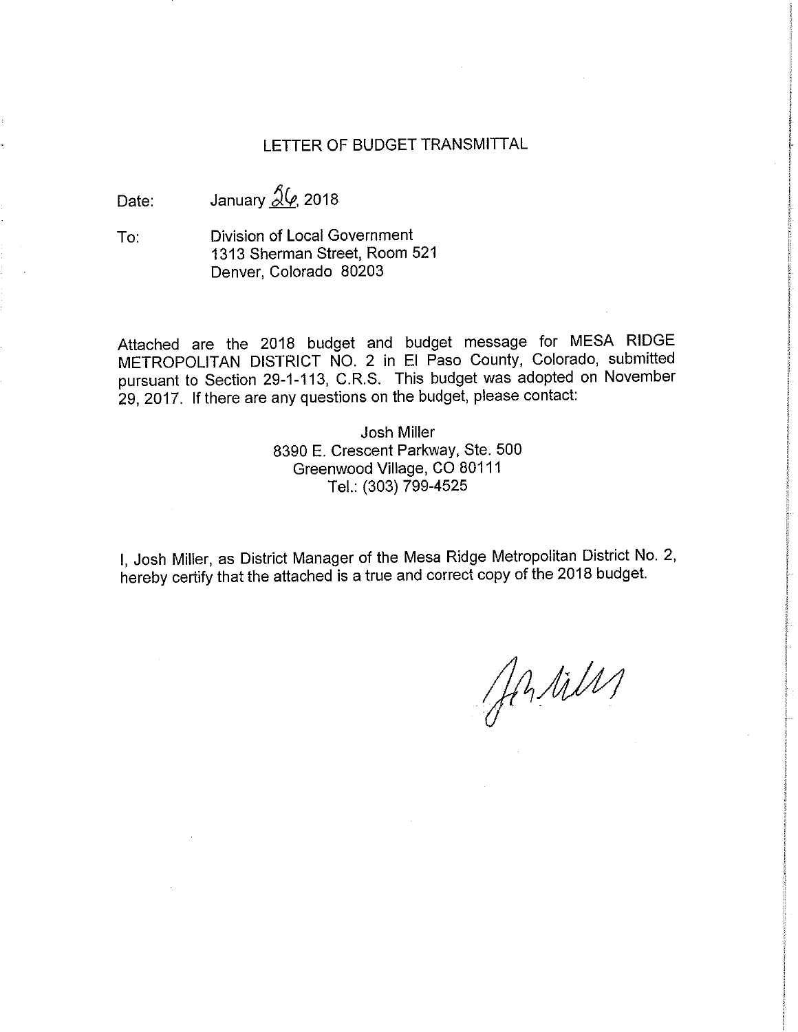# LETTER OF BUDGET TRANSMITTAL

Date: January 26, 2018

To: Division of Local Government
1313 Sherman Street, Room 521
Denver, Colorado 80203

Attached are the 2018 budget and budget message for MESA RIDGE METROPOLITAN DISTRICT NO. 2 in El Paso County, Colorado, submitted pursuant to Section 29-1-113, C.R.S. This budget was adopted on November 29, 2017. If there are any questions on the budget, please contact:

Josh Miller
8390 E. Crescent Parkway, Ste. 500
Greenwood Village, CO 80111
Tel.: (303) 799-4525

I, Josh Miller, as District Manager of the Mesa Ridge Metropolitan District No. 2, hereby certify that the attached is a true and correct copy of the 2018 budget.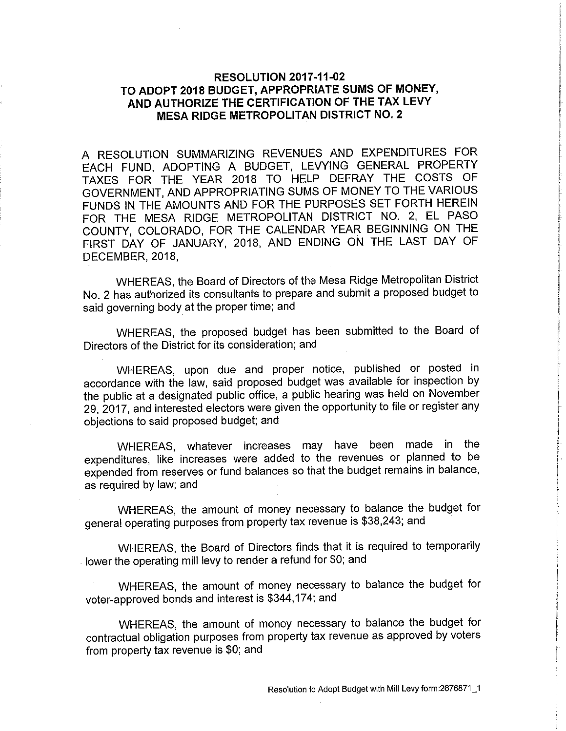# RESOLUTION 2017-11-02
# TO ADOPT 2018 BUDGET, APPROPRIATE SUMS OF MONEY, AND AUTHORIZE THE CERTIFICATION OF THE TAX LEVY
# MESA RIDGE METROPOLITAN DISTRICT NO. 2

A RESOLUTION SUMMARIZING REVENUES AND EXPENDITURES FOR EACH FUND, ADOPTING A BUDGET, LEVYING GENERAL PROPERTY TAXES FOR THE YEAR 2018 TO HELP DEFRAY THE COSTS OF GOVERNMENT, AND APPROPRIATING SUMS OF MONEY TO THE VARIOUS FUNDS IN THE AMOUNTS AND FOR THE PURPOSES SET FORTH HEREIN FOR THE MESA RIDGE METROPOLITAN DISTRICT NO. 2, EL PASO COUNTY, COLORADO, FOR THE CALENDAR YEAR BEGINNING ON THE FIRST DAY OF JANUARY, 2018, AND ENDING ON THE LAST DAY OF DECEMBER, 2018,

WHEREAS, the Board of Directors of the Mesa Ridge Metropolitan District No. 2 has authorized its consultants to prepare and submit a proposed budget to said governing body at the proper time; and

WHEREAS, the proposed budget has been submitted to the Board of Directors of the District for its consideration; and

WHEREAS, upon due and proper notice, published or posted in accordance with the law, said proposed budget was available for inspection by the public at a designated public office, a public hearing was held on November 29, 2017, and interested electors were given the opportunity to file or register any objections to said proposed budget; and

WHEREAS, whatever increases may have been made in the expenditures, like increases were added to the revenues or planned to be expended from reserves or fund balances so that the budget remains in balance, as required by law; and

WHEREAS, the amount of money necessary to balance the budget for general operating purposes from property tax revenue is $38,243; and

WHEREAS, the Board of Directors finds that it is required to temporarily lower the operating mill levy to render a refund for $0; and

WHEREAS, the amount of money necessary to balance the budget for voter-approved bonds and interest is $344,174; and

WHEREAS, the amount of money necessary to balance the budget for contractual obligation purposes from property tax revenue as approved by voters from property tax revenue is $0; and

Resolution to Adopt Budget with Mill Levy form:2676871_1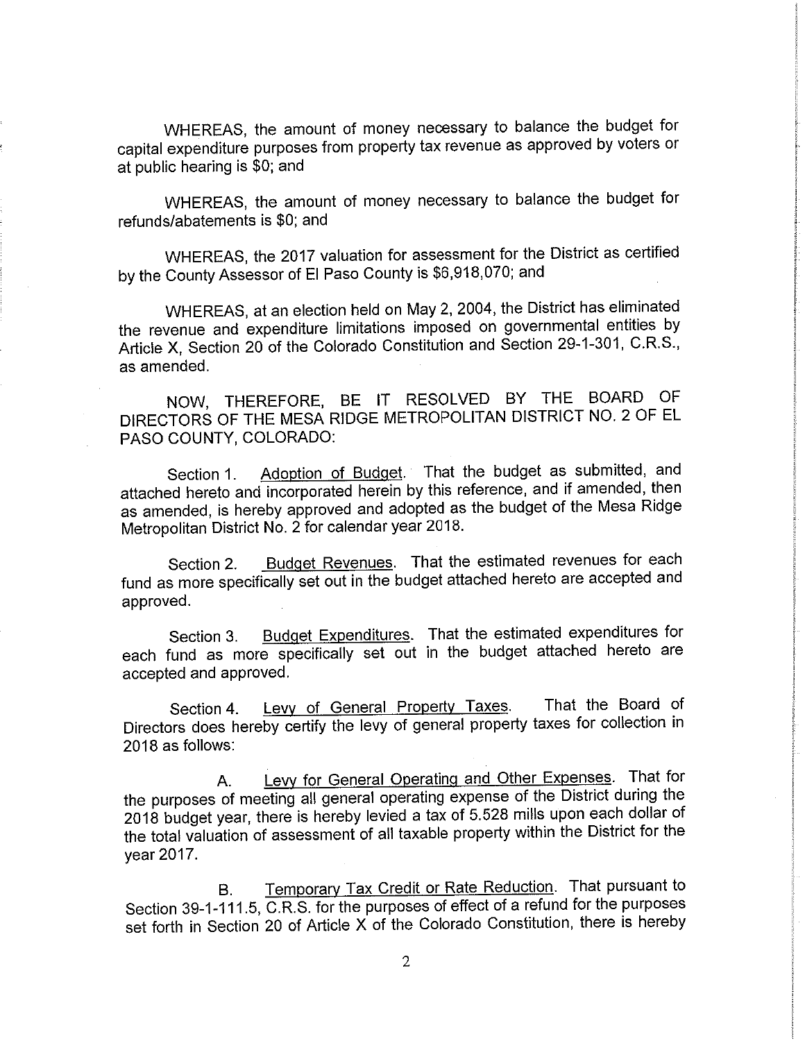WHEREAS, the amount of money necessary to balance the budget for capital expenditure purposes from property tax revenue as approved by voters or at public hearing is $0; and

WHEREAS, the amount of money necessary to balance the budget for refunds/abatements is $0; and

WHEREAS, the 2017 valuation for assessment for the District as certified by the County Assessor of El Paso County is $6,918,070; and

WHEREAS, at an election held on May 2, 2004, the District has eliminated the revenue and expenditure limitations imposed on governmental entities by Article X, Section 20 of the Colorado Constitution and Section 29-1-301, C.R.S., as amended.

NOW, THEREFORE, BE IT RESOLVED BY THE BOARD OF DIRECTORS OF THE MESA RIDGE METROPOLITAN DISTRICT NO. 2 OF EL PASO COUNTY, COLORADO:

Section 1. Adoption of Budget. That the budget as submitted, and attached hereto and incorporated herein by this reference, and if amended, then as amended, is hereby approved and adopted as the budget of the Mesa Ridge Metropolitan District No. 2 for calendar year 2018.

Section 2. Budget Revenues. That the estimated revenues for each fund as more specifically set out in the budget attached hereto are accepted and approved.

Section 3. Budget Expenditures. That the estimated expenditures for each fund as more specifically set out in the budget attached hereto are accepted and approved.

Section 4. Levy of General Property Taxes. That the Board of Directors does hereby certify the levy of general property taxes for collection in 2018 as follows:

A. Levy for General Operating and Other Expenses. That for the purposes of meeting all general operating expense of the District during the 2018 budget year, there is hereby levied a tax of 5.528 mills upon each dollar of the total valuation of assessment of all taxable property within the District for the year 2017.

B. Temporary Tax Credit or Rate Reduction. That pursuant to Section 39-1-111.5, C.R.S. for the purposes of effect of a refund for the purposes set forth in Section 20 of Article X of the Colorado Constitution, there is hereby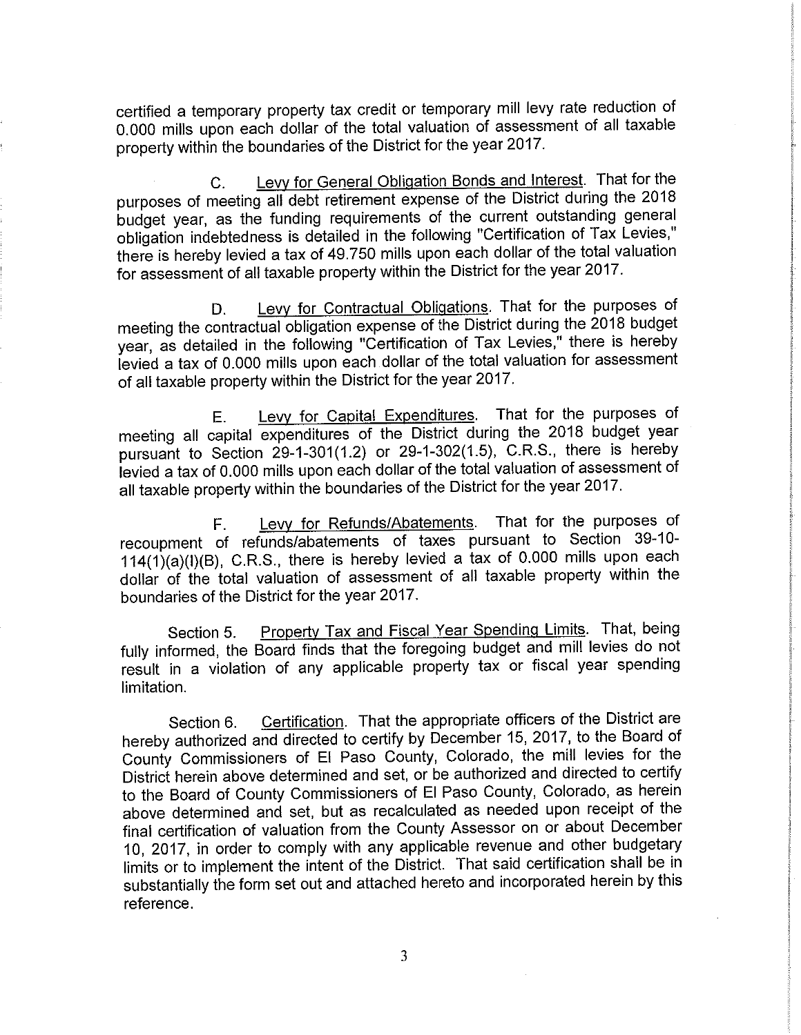certified a temporary property tax credit or temporary mill levy rate reduction of 0.000 mills upon each dollar of the total valuation of assessment of all taxable property within the boundaries of the District for the year 2017.

C. Levy for General Obligation Bonds and Interest. That for the purposes of meeting all debt retirement expense of the District during the 2018 budget year, as the funding requirements of the current outstanding general obligation indebtedness is detailed in the following "Certification of Tax Levies," there is hereby levied a tax of 49.750 mills upon each dollar of the total valuation for assessment of all taxable property within the District for the year 2017.

D. Levy for Contractual Obligations. That for the purposes of meeting the contractual obligation expense of the District during the 2018 budget year, as detailed in the following "Certification of Tax Levies," there is hereby levied a tax of 0.000 mills upon each dollar of the total valuation for assessment of all taxable property within the District for the year 2017.

E. Levy for Capital Expenditures. That for the purposes of meeting all capital expenditures of the District during the 2018 budget year pursuant to Section 29-1-301(1.2) or 29-1-302(1.5), C.R.S., there is hereby levied a tax of 0.000 mills upon each dollar of the total valuation of assessment of all taxable property within the boundaries of the District for the year 2017.

F. Levy for Refunds/Abatements. That for the purposes of recoupment of refunds/abatements of taxes pursuant to Section 39-10-114(1)(a)(I)(B), C.R.S., there is hereby levied a tax of 0.000 mills upon each dollar of the total valuation of assessment of all taxable property within the boundaries of the District for the year 2017.

Section 5. Property Tax and Fiscal Year Spending Limits. That, being fully informed, the Board finds that the foregoing budget and mill levies do not result in a violation of any applicable property tax or fiscal year spending limitation.

Section 6. Certification. That the appropriate officers of the District are hereby authorized and directed to certify by December 15, 2017, to the Board of County Commissioners of El Paso County, Colorado, the mill levies for the District herein above determined and set, or be authorized and directed to certify to the Board of County Commissioners of El Paso County, Colorado, as herein above determined and set, but as recalculated as needed upon receipt of the final certification of valuation from the County Assessor on or about December 10, 2017, in order to comply with any applicable revenue and other budgetary limits or to implement the intent of the District. That said certification shall be in substantially the form set out and attached hereto and incorporated herein by this reference.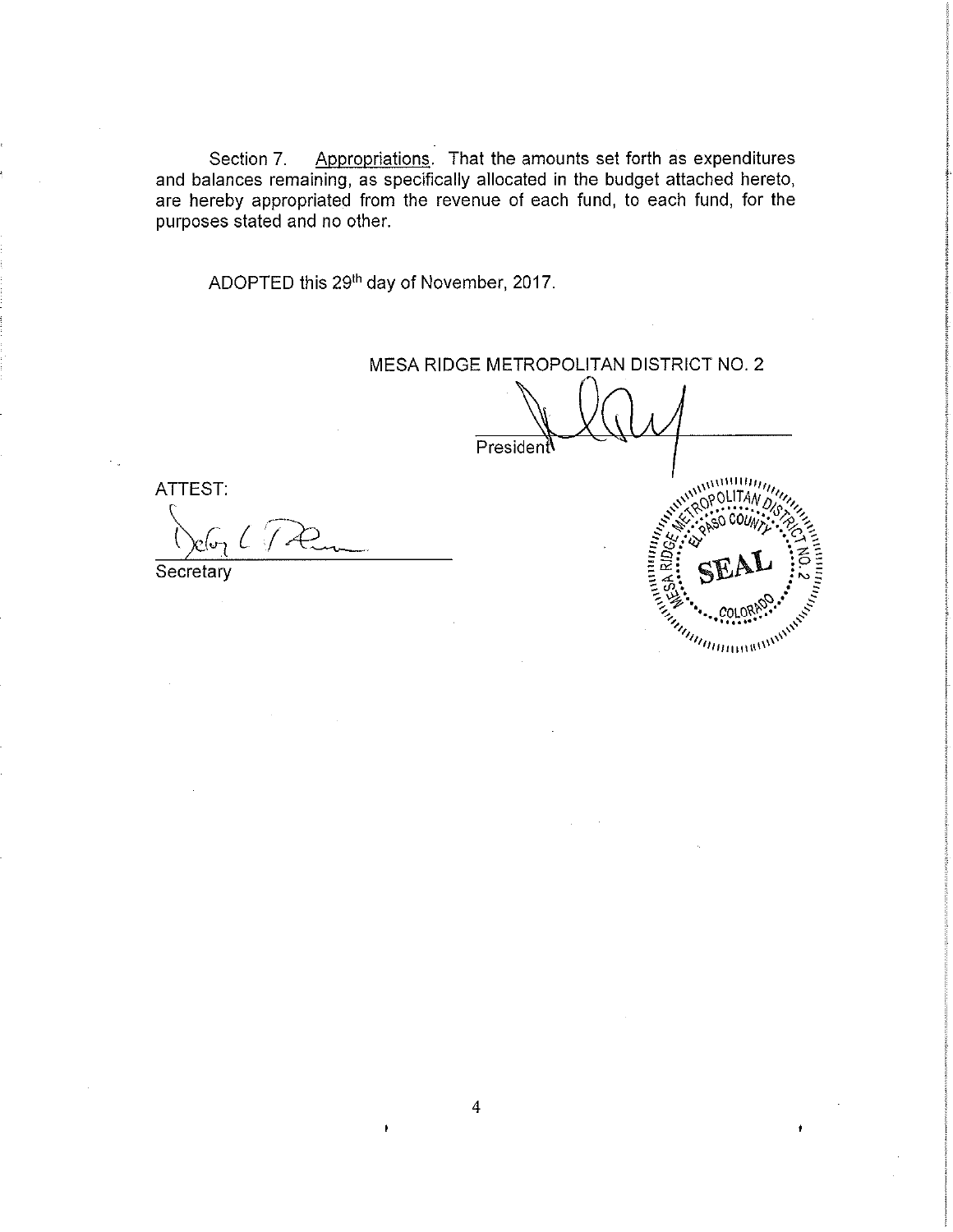Section 7. Appropriations. That the amounts set forth as expenditures and balances remaining, as specifically allocated in the budget attached hereto, are hereby appropriated from the revenue of each fund, to each fund, for the purposes stated and no other.

ADOPTED this 29th day of November, 2017.

MESA RIDGE METROPOLITAN DISTRICT NO. 2

President

ATTEST:

Secretary

SEAL
MESA RIDGE METROPOLITAN DISTRICT NO. 2
EL PASO COUNTY
COLORADO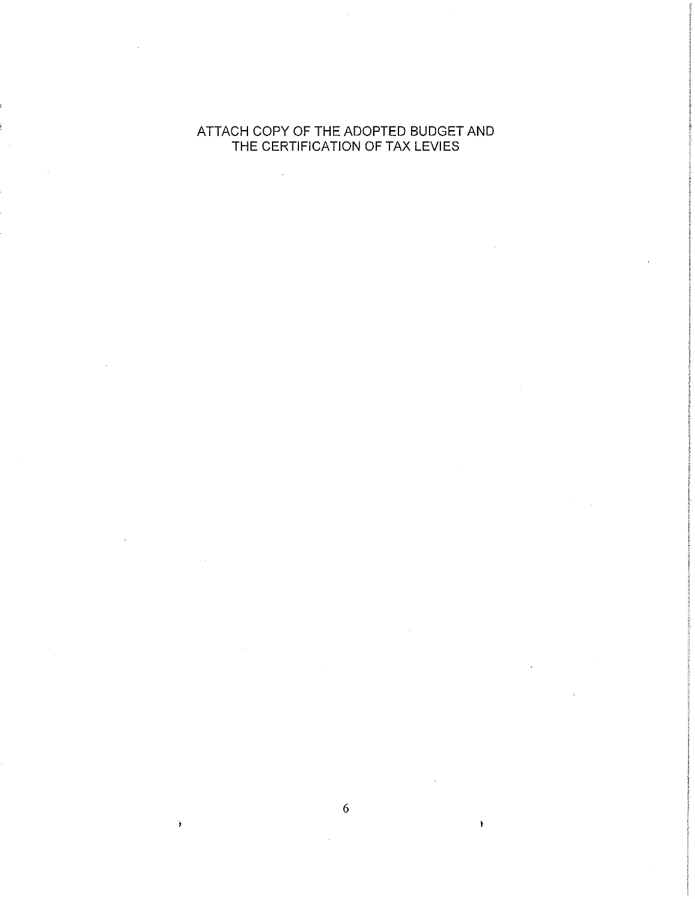ATTACH COPY OF THE ADOPTED BUDGET AND THE CERTIFICATION OF TAX LEVIES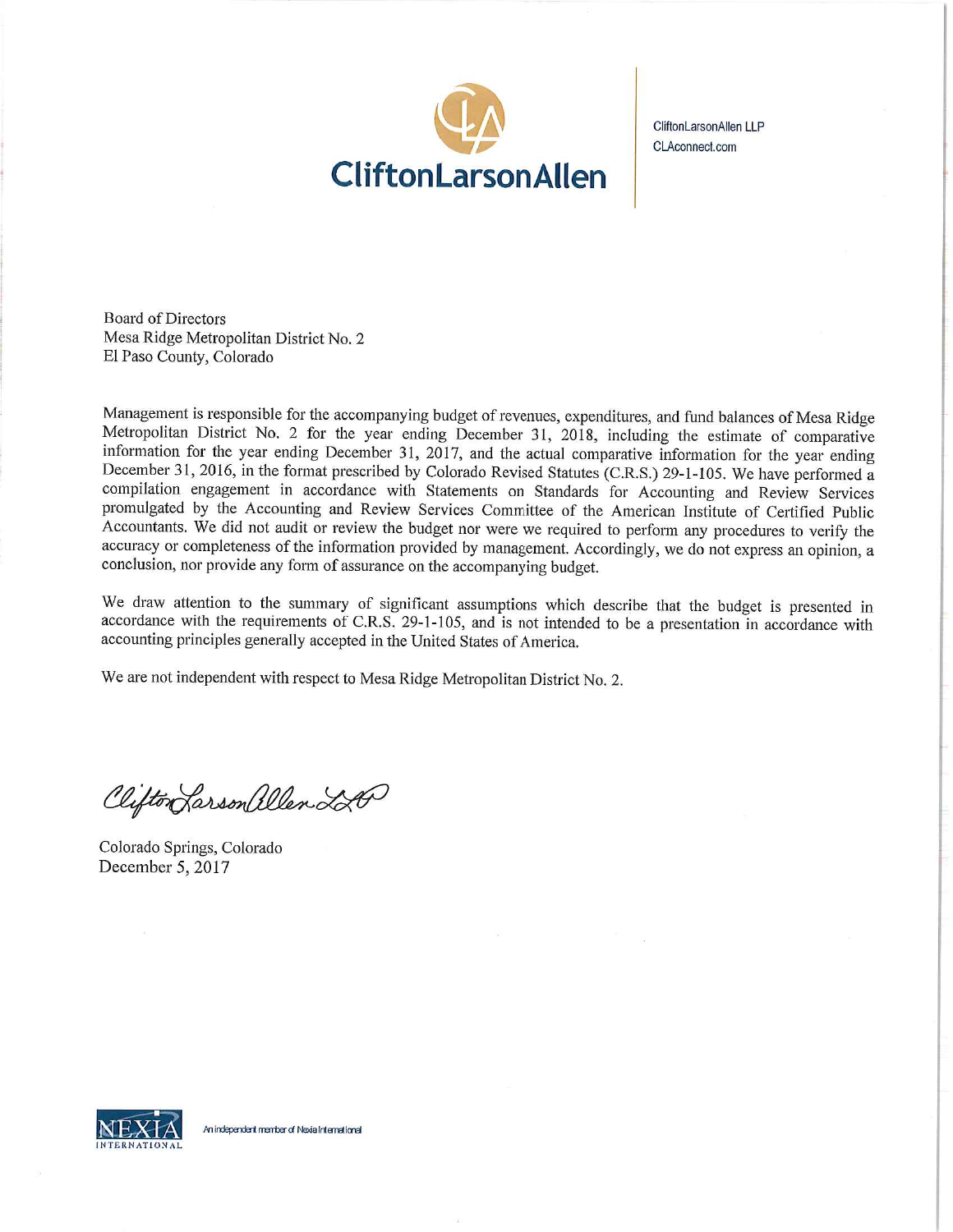CliftonLarsonAllen

CliftonLarsonAllen LLP
CLAconnect.com

Board of Directors
Mesa Ridge Metropolitan District No. 2
El Paso County, Colorado

Management is responsible for the accompanying budget of revenues, expenditures, and fund balances of Mesa Ridge Metropolitan District No. 2 for the year ending December 31, 2018, including the estimate of comparative information for the year ending December 31, 2017, and the actual comparative information for the year ending December 31, 2016, in the format prescribed by Colorado Revised Statutes (C.R.S.) 29-1-105. We have performed a compilation engagement in accordance with Statements on Standards for Accounting and Review Services promulgated by the Accounting and Review Services Committee of the American Institute of Certified Public Accountants. We did not audit or review the budget nor were we required to perform any procedures to verify the accuracy or completeness of the information provided by management. Accordingly, we do not express an opinion, a conclusion, nor provide any form of assurance on the accompanying budget.

We draw attention to the summary of significant assumptions which describe that the budget is presented in accordance with the requirements of C.R.S. 29-1-105, and is not intended to be a presentation in accordance with accounting principles generally accepted in the United States of America.

We are not independent with respect to Mesa Ridge Metropolitan District No. 2.

CliftonLarsonAllen LLP

Colorado Springs, Colorado
December 5, 2017

NEXIA INTERNATIONAL An independent member of Nexia International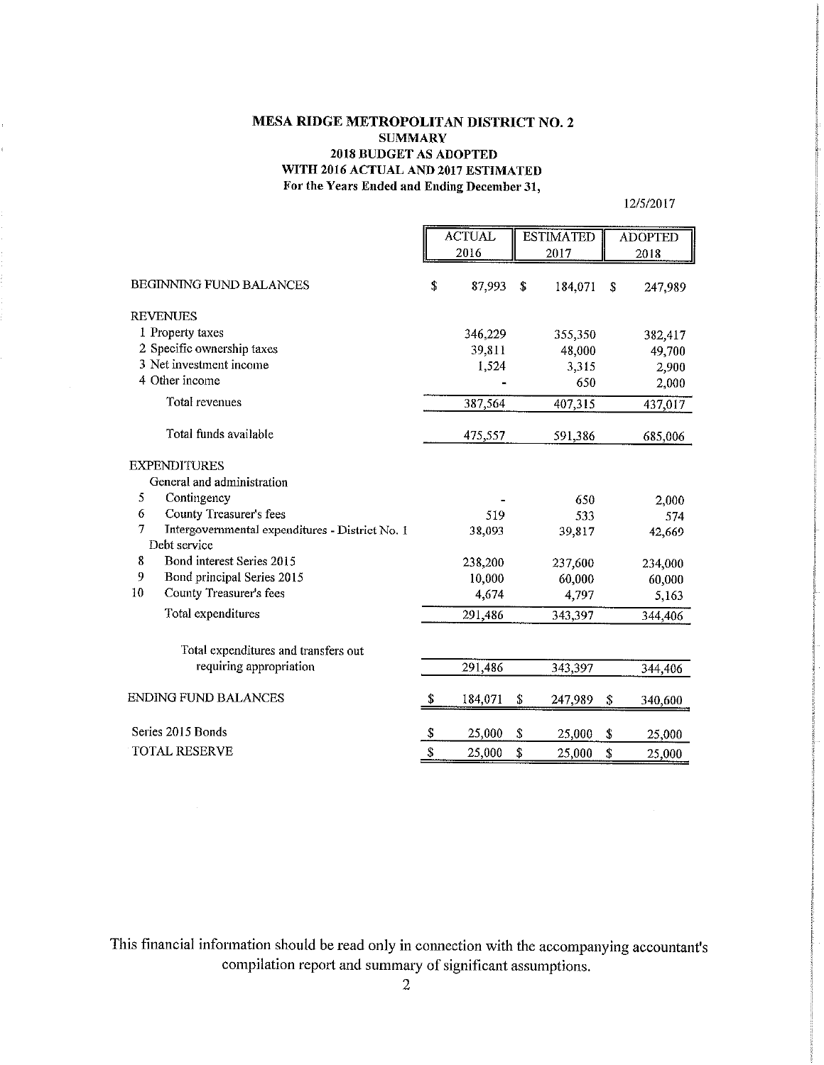# MESA RIDGE METROPOLITAN DISTRICT NO. 2
## SUMMARY
## 2018 BUDGET AS ADOPTED
## WITH 2016 ACTUAL AND 2017 ESTIMATED
### For the Years Ended and Ending December 31,

12/5/2017

| | ACTUAL 2016 | ESTIMATED 2017 | ADOPTED 2018 |
|---|---|---|---|
| BEGINNING FUND BALANCES | $ 87,993 | $ 184,071 | $ 247,989 |
| REVENUES | | | |
| 1 Property taxes | 346,229 | 355,350 | 382,417 |
| 2 Specific ownership taxes | 39,811 | 48,000 | 49,700 |
| 3 Net investment income | 1,524 | 3,315 | 2,900 |
| 4 Other income | - | 650 | 2,000 |
| Total revenues | 387,564 | 407,315 | 437,017 |
| Total funds available | 475,557 | 591,386 | 685,006 |
| EXPENDITURES | | | |
| General and administration | | | |
| 5 Contingency | - | 650 | 2,000 |
| 6 County Treasurer's fees | 519 | 533 | 574 |
| 7 Intergovernmental expenditures - District No. 1 | 38,093 | 39,817 | 42,669 |
| Debt service | | | |
| 8 Bond interest Series 2015 | 238,200 | 237,600 | 234,000 |
| 9 Bond principal Series 2015 | 10,000 | 60,000 | 60,000 |
| 10 County Treasurer's fees | 4,674 | 4,797 | 5,163 |
| Total expenditures | 291,486 | 343,397 | 344,406 |
| Total expenditures and transfers out requiring appropriation | 291,486 | 343,397 | 344,406 |
| ENDING FUND BALANCES | $ 184,071 | $ 247,989 | $ 340,600 |
| Series 2015 Bonds | $ 25,000 | $ 25,000 | $ 25,000 |
| TOTAL RESERVE | $ 25,000 | $ 25,000 | $ 25,000 |

This financial information should be read only in connection with the accompanying accountant's compilation report and summary of significant assumptions.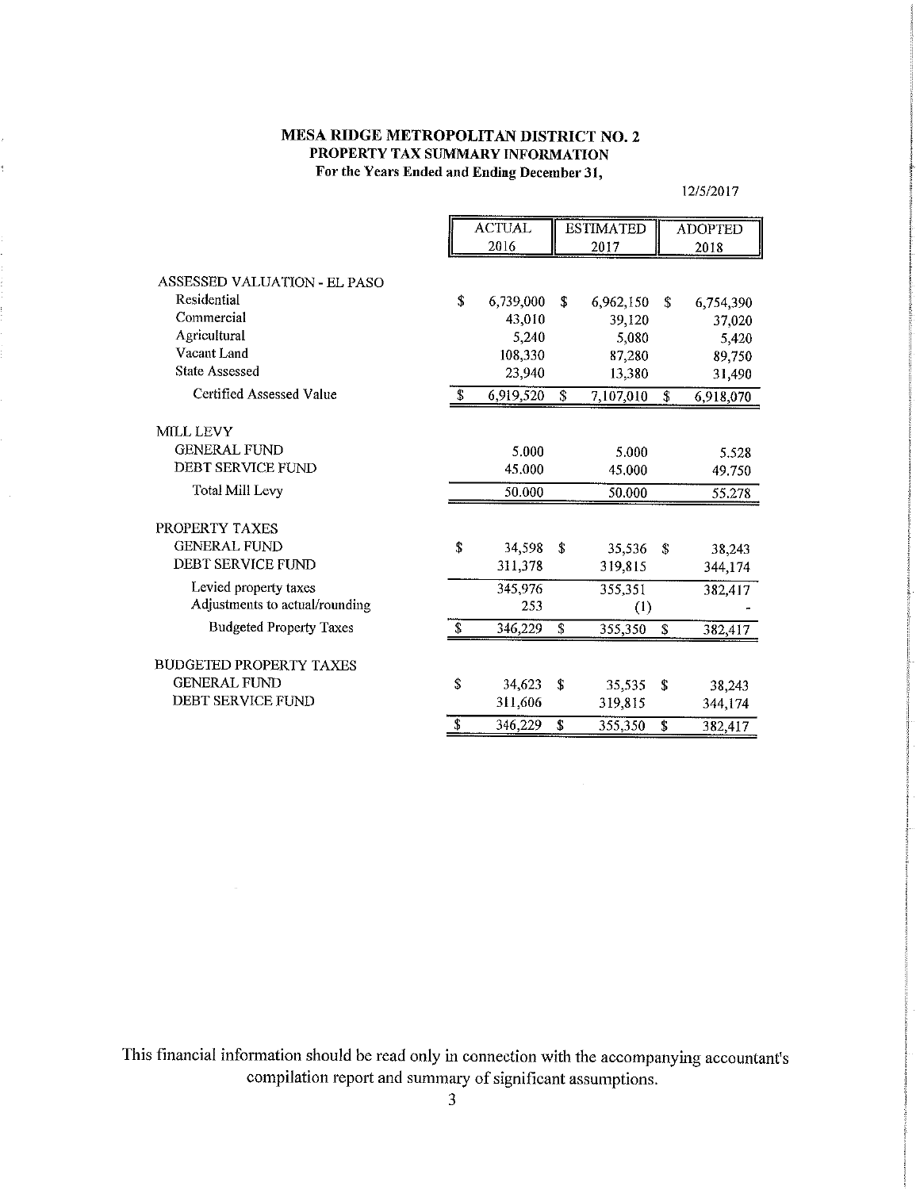# MESA RIDGE METROPOLITAN DISTRICT NO. 2
## PROPERTY TAX SUMMARY INFORMATION
### For the Years Ended and Ending December 31,

12/5/2017

| | ACTUAL 2016 | ESTIMATED 2017 | ADOPTED 2018 |
|---|---|---|---|
| **ASSESSED VALUATION - EL PASO** | | | |
| Residential | $ 6,739,000 | $ 6,962,150 | $ 6,754,390 |
| Commercial | 43,010 | 39,120 | 37,020 |
| Agricultural | 5,240 | 5,080 | 5,420 |
| Vacant Land | 108,330 | 87,280 | 89,750 |
| State Assessed | 23,940 | 13,380 | 31,490 |
| Certified Assessed Value | $ 6,919,520 | $ 7,107,010 | $ 6,918,070 |
| **MILL LEVY** | | | |
| GENERAL FUND | 5.000 | 5.000 | 5.528 |
| DEBT SERVICE FUND | 45.000 | 45.000 | 49.750 |
| Total Mill Levy | 50.000 | 50.000 | 55.278 |
| **PROPERTY TAXES** | | | |
| GENERAL FUND | $ 34,598 | $ 35,536 | $ 38,243 |
| DEBT SERVICE FUND | 311,378 | 319,815 | 344,174 |
| Levied property taxes | 345,976 | 355,351 | 382,417 |
| Adjustments to actual/rounding | 253 | (1) | - |
| Budgeted Property Taxes | $ 346,229 | $ 355,350 | $ 382,417 |
| **BUDGETED PROPERTY TAXES** | | | |
| GENERAL FUND | $ 34,623 | $ 35,535 | $ 38,243 |
| DEBT SERVICE FUND | 311,606 | 319,815 | 344,174 |
| | $ 346,229 | $ 355,350 | $ 382,417 |

This financial information should be read only in connection with the accompanying accountant's compilation report and summary of significant assumptions.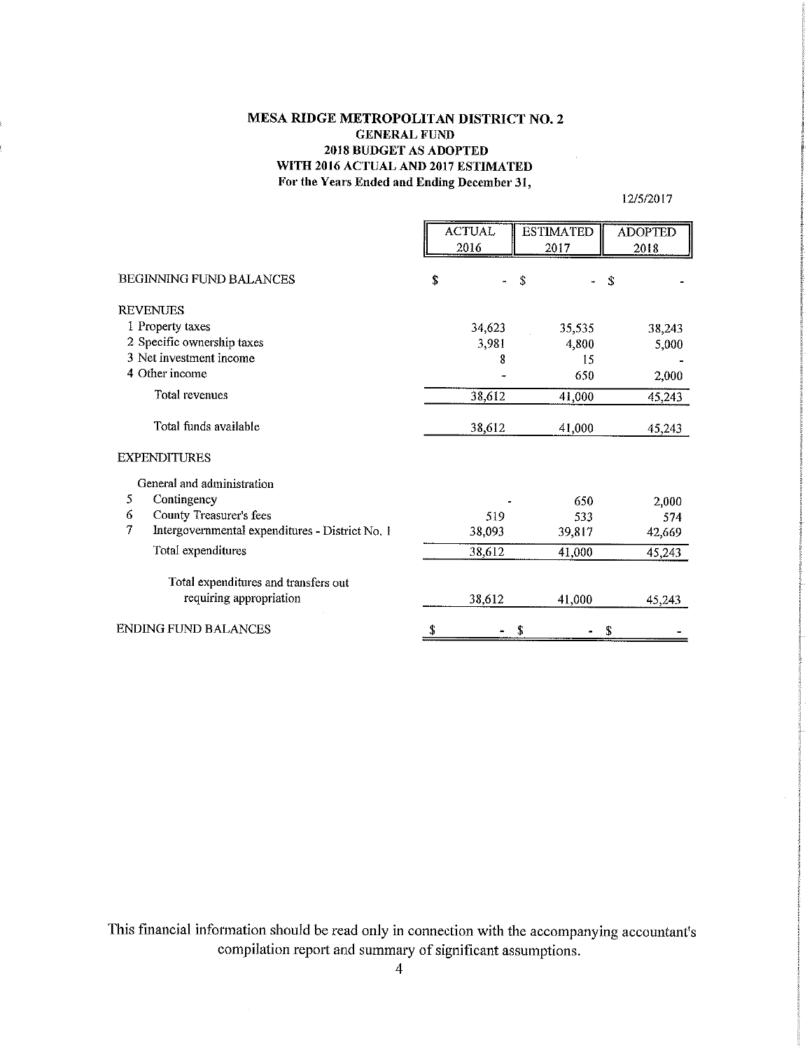# MESA RIDGE METROPOLITAN DISTRICT NO. 2
## GENERAL FUND
## 2018 BUDGET AS ADOPTED
## WITH 2016 ACTUAL AND 2017 ESTIMATED
**For the Years Ended and Ending December 31,**

12/5/2017

| | ACTUAL 2016 | ESTIMATED 2017 | ADOPTED 2018 |
|---|---|---|---|
| BEGINNING FUND BALANCES | $ - | $ - | $ - |
| **REVENUES** | | | |
| 1 Property taxes | 34,623 | 35,535 | 38,243 |
| 2 Specific ownership taxes | 3,981 | 4,800 | 5,000 |
| 3 Net investment income | 8 | 15 | - |
| 4 Other income | - | 650 | 2,000 |
| Total revenues | 38,612 | 41,000 | 45,243 |
| Total funds available | 38,612 | 41,000 | 45,243 |
| **EXPENDITURES** | | | |
| General and administration | | | |
| 5 Contingency | - | 650 | 2,000 |
| 6 County Treasurer's fees | 519 | 533 | 574 |
| 7 Intergovernmental expenditures - District No. 1 | 38,093 | 39,817 | 42,669 |
| Total expenditures | 38,612 | 41,000 | 45,243 |
| Total expenditures and transfers out requiring appropriation | 38,612 | 41,000 | 45,243 |
| ENDING FUND BALANCES | $ - | $ - | $ - |

This financial information should be read only in connection with the accompanying accountant's compilation report and summary of significant assumptions.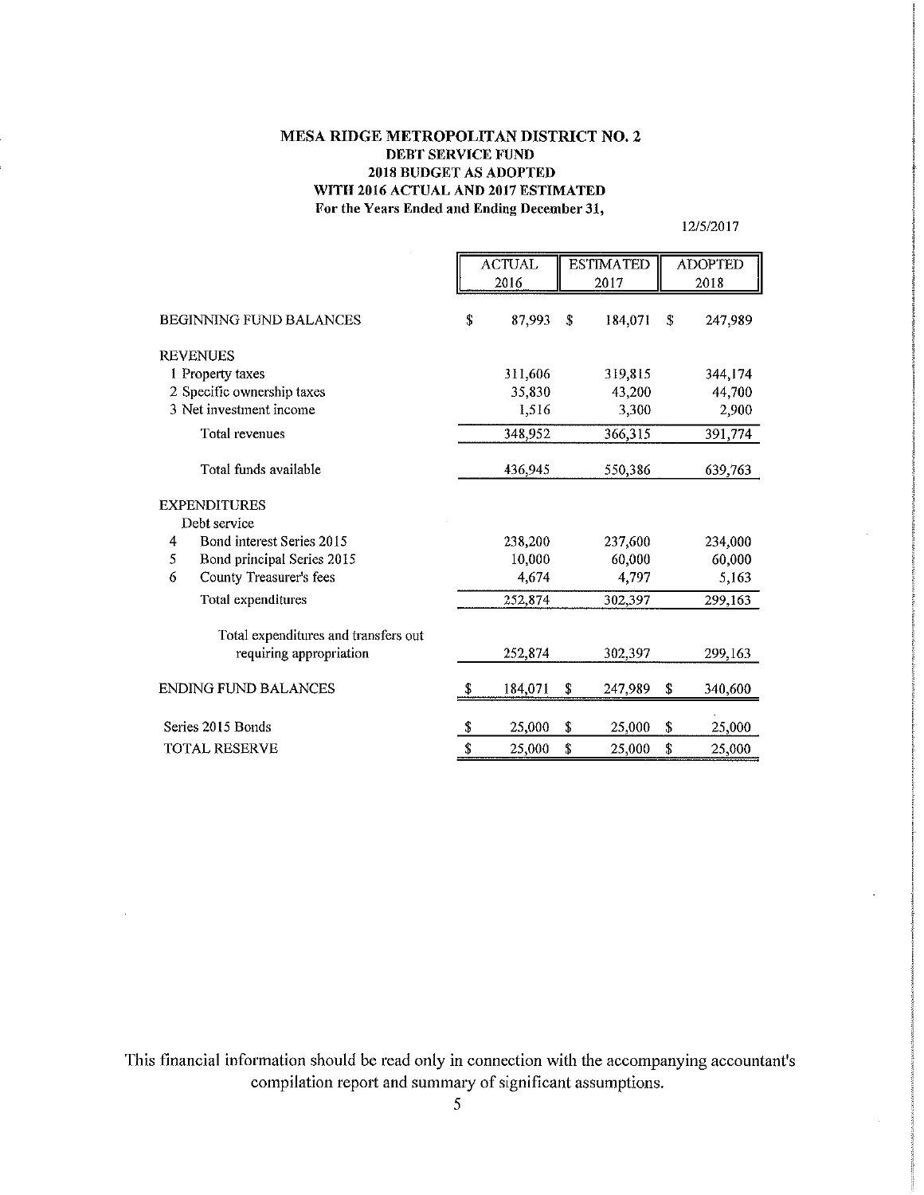**MESA RIDGE METROPOLITAN DISTRICT NO. 2**
**DEBT SERVICE FUND**
**2018 BUDGET AS ADOPTED**
**WITH 2016 ACTUAL AND 2017 ESTIMATED**
**For the Years Ended and Ending December 31,**

12/5/2017

| | ACTUAL 2016 | ESTIMATED 2017 | ADOPTED 2018 |
|---|---|---|---|
| BEGINNING FUND BALANCES | $ 87,993 | $ 184,071 | $ 247,989 |
| REVENUES | | | |
| 1 Property taxes | 311,606 | 319,815 | 344,174 |
| 2 Specific ownership taxes | 35,830 | 43,200 | 44,700 |
| 3 Net investment income | 1,516 | 3,300 | 2,900 |
| Total revenues | 348,952 | 366,315 | 391,774 |
| Total funds available | 436,945 | 550,386 | 639,763 |
| EXPENDITURES | | | |
| Debt service | | | |
| 4 Bond interest Series 2015 | 238,200 | 237,600 | 234,000 |
| 5 Bond principal Series 2015 | 10,000 | 60,000 | 60,000 |
| 6 County Treasurer's fees | 4,674 | 4,797 | 5,163 |
| Total expenditures | 252,874 | 302,397 | 299,163 |
| Total expenditures and transfers out requiring appropriation | 252,874 | 302,397 | 299,163 |
| ENDING FUND BALANCES | $ 184,071 | $ 247,989 | $ 340,600 |
| Series 2015 Bonds | $ 25,000 | $ 25,000 | $ 25,000 |
| TOTAL RESERVE | $ 25,000 | $ 25,000 | $ 25,000 |

This financial information should be read only in connection with the accompanying accountant's compilation report and summary of significant assumptions.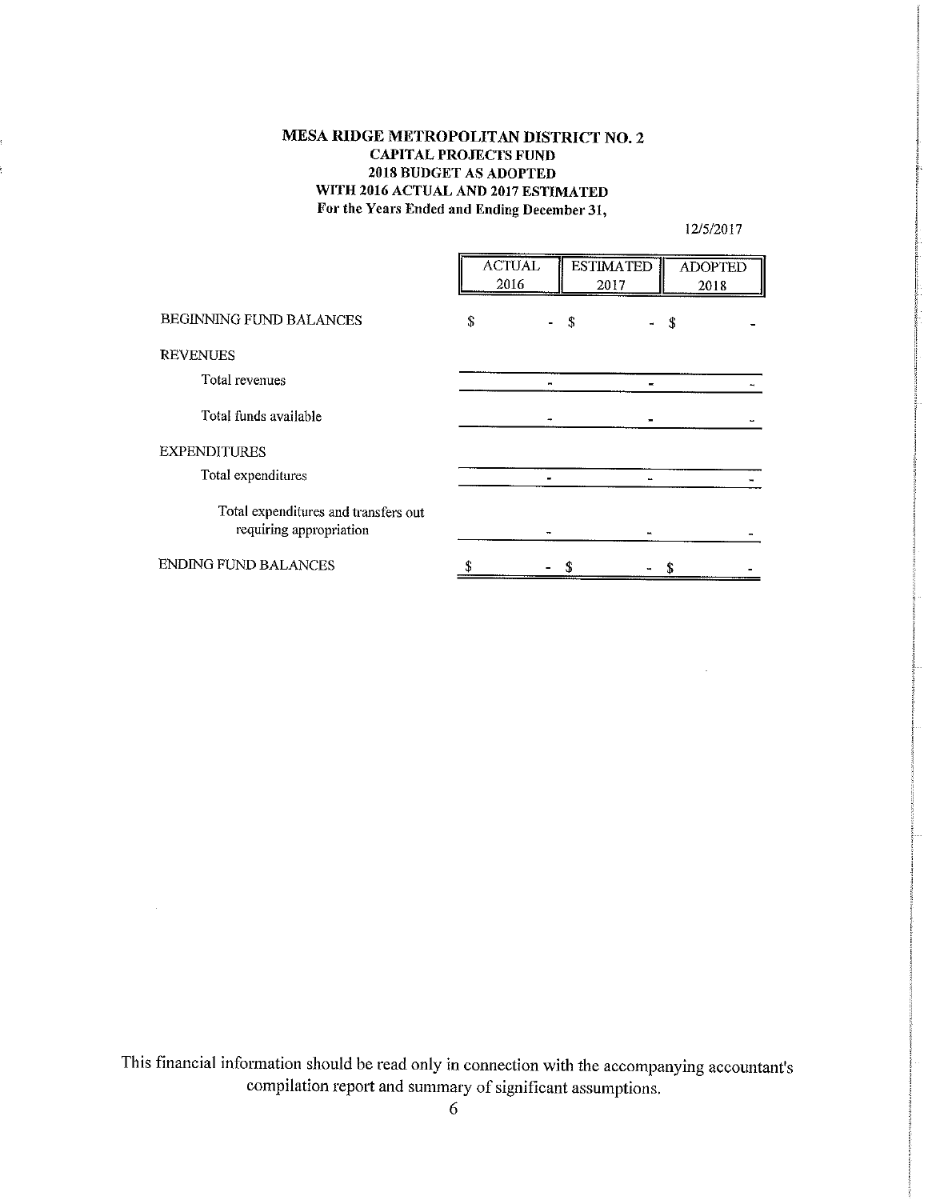# MESA RIDGE METROPOLITAN DISTRICT NO. 2
## CAPITAL PROJECTS FUND
## 2018 BUDGET AS ADOPTED
## WITH 2016 ACTUAL AND 2017 ESTIMATED
### For the Years Ended and Ending December 31,

12/5/2017

| | ACTUAL 2016 | ESTIMATED 2017 | ADOPTED 2018 |
|---|---|---|---|
| BEGINNING FUND BALANCES | $ - | $ - | $ - |
| REVENUES | | | |
| Total revenues | - | - | - |
| Total funds available | - | - | - |
| EXPENDITURES | | | |
| Total expenditures | - | - | - |
| Total expenditures and transfers out requiring appropriation | - | - | - |
| ENDING FUND BALANCES | $ - | $ - | $ - |

This financial information should be read only in connection with the accompanying accountant's compilation report and summary of significant assumptions.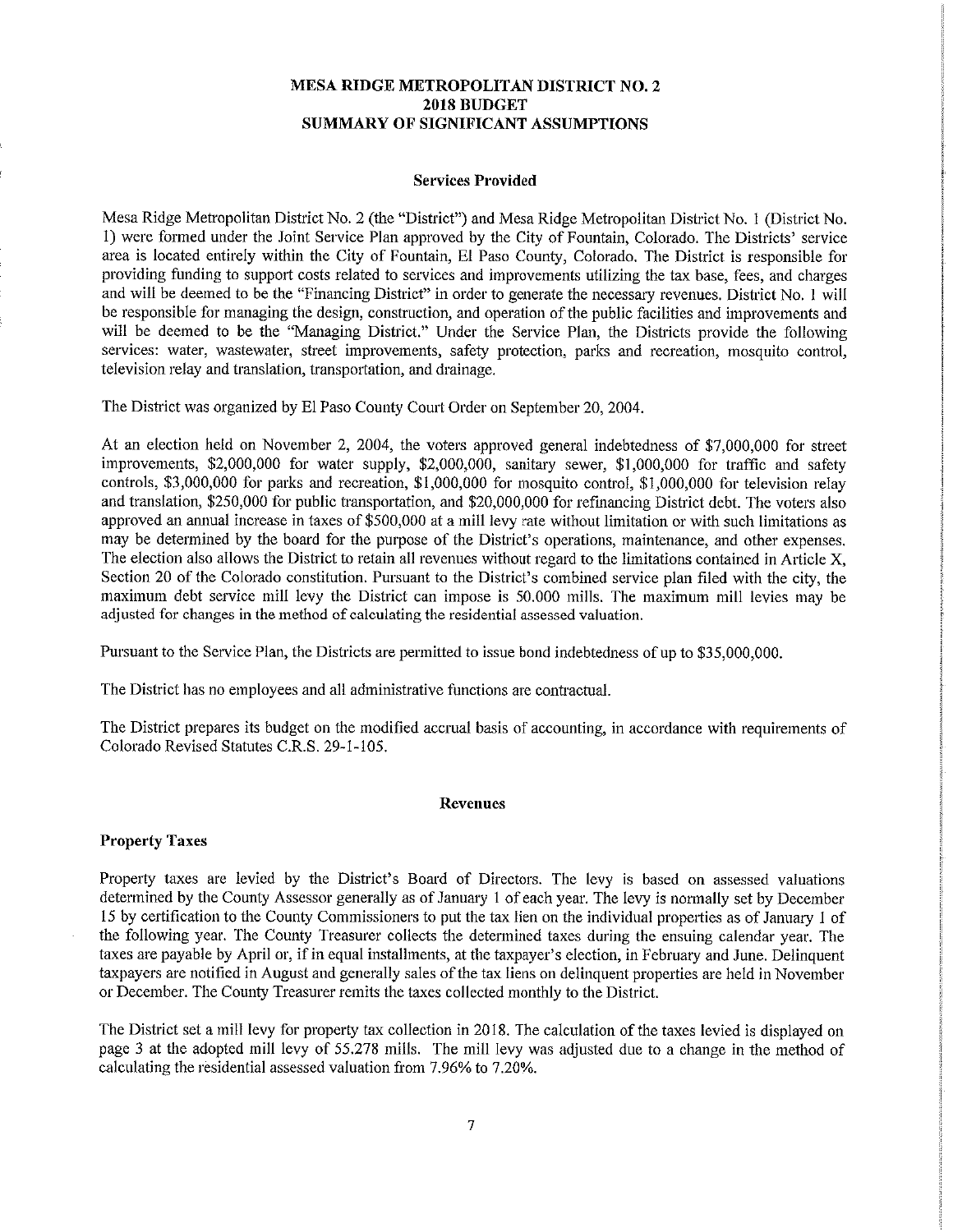# MESA RIDGE METROPOLITAN DISTRICT NO. 2
# 2018 BUDGET
# SUMMARY OF SIGNIFICANT ASSUMPTIONS

## Services Provided

Mesa Ridge Metropolitan District No. 2 (the "District") and Mesa Ridge Metropolitan District No. 1 (District No. 1) were formed under the Joint Service Plan approved by the City of Fountain, Colorado. The Districts' service area is located entirely within the City of Fountain, El Paso County, Colorado. The District is responsible for providing funding to support costs related to services and improvements utilizing the tax base, fees, and charges and will be deemed to be the "Financing District" in order to generate the necessary revenues. District No. 1 will be responsible for managing the design, construction, and operation of the public facilities and improvements and will be deemed to be the "Managing District." Under the Service Plan, the Districts provide the following services: water, wastewater, street improvements, safety protection, parks and recreation, mosquito control, television relay and translation, transportation, and drainage.

The District was organized by El Paso County Court Order on September 20, 2004.

At an election held on November 2, 2004, the voters approved general indebtedness of $7,000,000 for street improvements, $2,000,000 for water supply, $2,000,000, sanitary sewer, $1,000,000 for traffic and safety controls, $3,000,000 for parks and recreation, $1,000,000 for mosquito control, $1,000,000 for television relay and translation, $250,000 for public transportation, and $20,000,000 for refinancing District debt. The voters also approved an annual increase in taxes of $500,000 at a mill levy rate without limitation or with such limitations as may be determined by the board for the purpose of the District's operations, maintenance, and other expenses. The election also allows the District to retain all revenues without regard to the limitations contained in Article X, Section 20 of the Colorado constitution. Pursuant to the District's combined service plan filed with the city, the maximum debt service mill levy the District can impose is 50.000 mills. The maximum mill levies may be adjusted for changes in the method of calculating the residential assessed valuation.

Pursuant to the Service Plan, the Districts are permitted to issue bond indebtedness of up to $35,000,000.

The District has no employees and all administrative functions are contractual.

The District prepares its budget on the modified accrual basis of accounting, in accordance with requirements of Colorado Revised Statutes C.R.S. 29-1-105.

## Revenues

### Property Taxes

Property taxes are levied by the District's Board of Directors. The levy is based on assessed valuations determined by the County Assessor generally as of January 1 of each year. The levy is normally set by December 15 by certification to the County Commissioners to put the tax lien on the individual properties as of January 1 of the following year. The County Treasurer collects the determined taxes during the ensuing calendar year. The taxes are payable by April or, if in equal installments, at the taxpayer's election, in February and June. Delinquent taxpayers are notified in August and generally sales of the tax liens on delinquent properties are held in November or December. The County Treasurer remits the taxes collected monthly to the District.

The District set a mill levy for property tax collection in 2018. The calculation of the taxes levied is displayed on page 3 at the adopted mill levy of 55.278 mills. The mill levy was adjusted due to a change in the method of calculating the residential assessed valuation from 7.96% to 7.20%.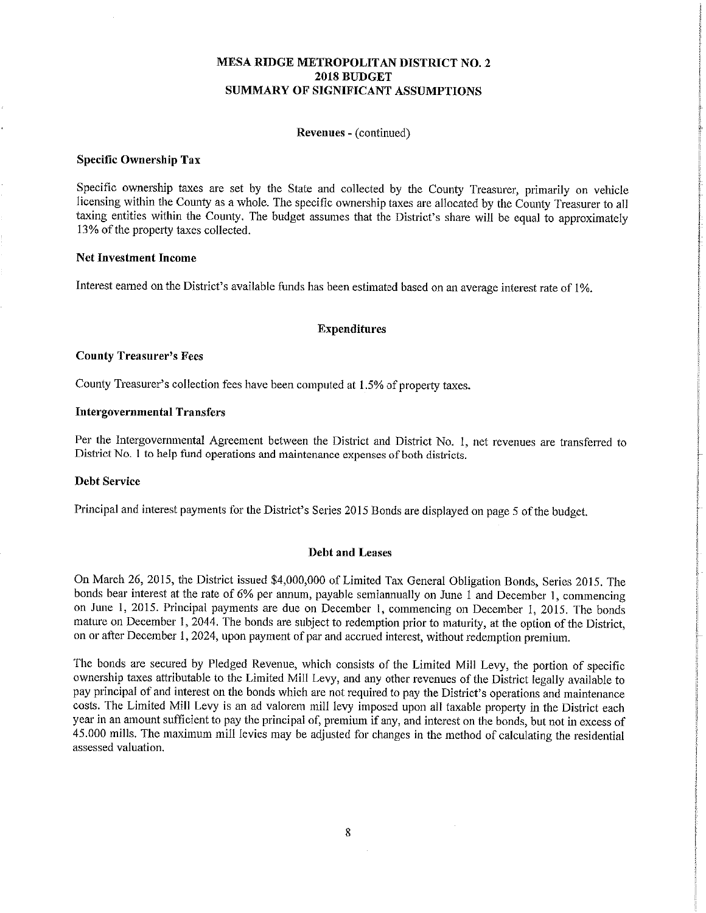# MESA RIDGE METROPOLITAN DISTRICT NO. 2
# 2018 BUDGET
# SUMMARY OF SIGNIFICANT ASSUMPTIONS

**Revenues** - (continued)

### Specific Ownership Tax

Specific ownership taxes are set by the State and collected by the County Treasurer, primarily on vehicle licensing within the County as a whole. The specific ownership taxes are allocated by the County Treasurer to all taxing entities within the County. The budget assumes that the District's share will be equal to approximately 13% of the property taxes collected.

### Net Investment Income

Interest earned on the District's available funds has been estimated based on an average interest rate of 1%.

## Expenditures

### County Treasurer's Fees

County Treasurer's collection fees have been computed at 1.5% of property taxes.

### Intergovernmental Transfers

Per the Intergovernmental Agreement between the District and District No. 1, net revenues are transferred to District No. 1 to help fund operations and maintenance expenses of both districts.

### Debt Service

Principal and interest payments for the District's Series 2015 Bonds are displayed on page 5 of the budget.

## Debt and Leases

On March 26, 2015, the District issued $4,000,000 of Limited Tax General Obligation Bonds, Series 2015. The bonds bear interest at the rate of 6% per annum, payable semiannually on June 1 and December 1, commencing on June 1, 2015. Principal payments are due on December 1, commencing on December 1, 2015. The bonds mature on December 1, 2044. The bonds are subject to redemption prior to maturity, at the option of the District, on or after December 1, 2024, upon payment of par and accrued interest, without redemption premium.

The bonds are secured by Pledged Revenue, which consists of the Limited Mill Levy, the portion of specific ownership taxes attributable to the Limited Mill Levy, and any other revenues of the District legally available to pay principal of and interest on the bonds which are not required to pay the District's operations and maintenance costs. The Limited Mill Levy is an ad valorem mill levy imposed upon all taxable property in the District each year in an amount sufficient to pay the principal of, premium if any, and interest on the bonds, but not in excess of 45.000 mills. The maximum mill levies may be adjusted for changes in the method of calculating the residential assessed valuation.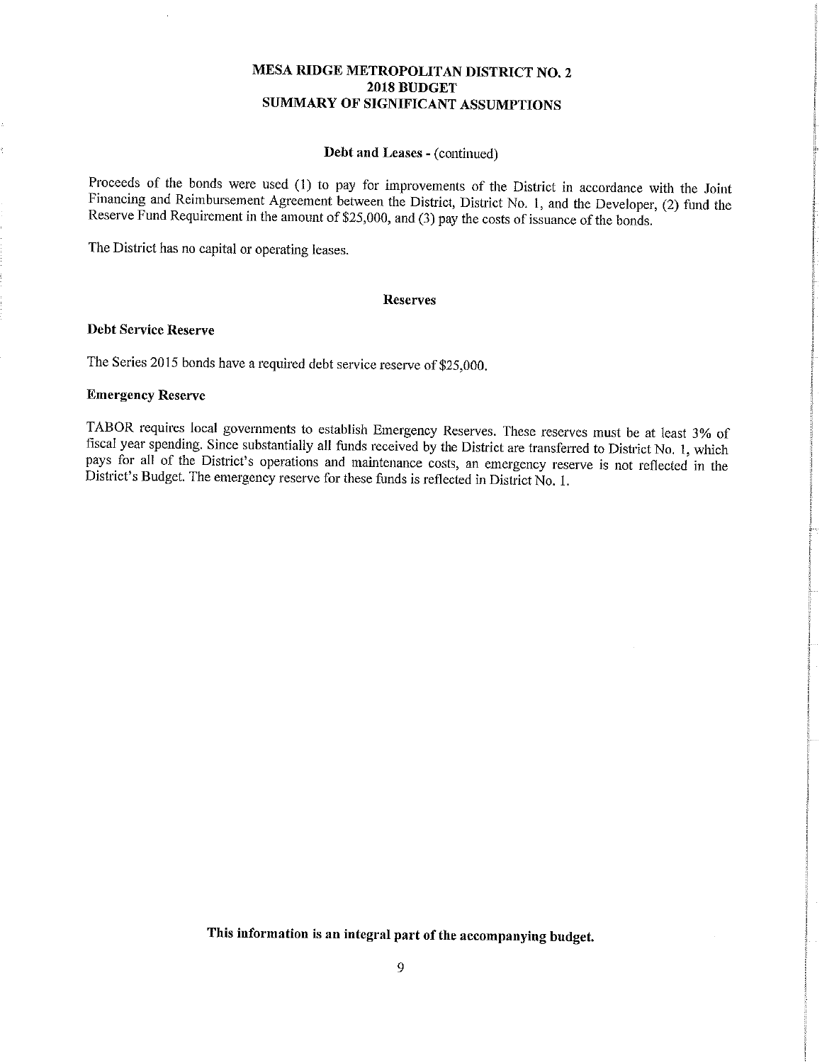# MESA RIDGE METROPOLITAN DISTRICT NO. 2
# 2018 BUDGET
# SUMMARY OF SIGNIFICANT ASSUMPTIONS

**Debt and Leases** - (continued)

Proceeds of the bonds were used (1) to pay for improvements of the District in accordance with the Joint Financing and Reimbursement Agreement between the District, District No. 1, and the Developer, (2) fund the Reserve Fund Requirement in the amount of $25,000, and (3) pay the costs of issuance of the bonds.

The District has no capital or operating leases.

## Reserves

### Debt Service Reserve

The Series 2015 bonds have a required debt service reserve of $25,000.

### Emergency Reserve

TABOR requires local governments to establish Emergency Reserves. These reserves must be at least 3% of fiscal year spending. Since substantially all funds received by the District are transferred to District No. 1, which pays for all of the District's operations and maintenance costs, an emergency reserve is not reflected in the District's Budget. The emergency reserve for these funds is reflected in District No. 1.

**This information is an integral part of the accompanying budget.**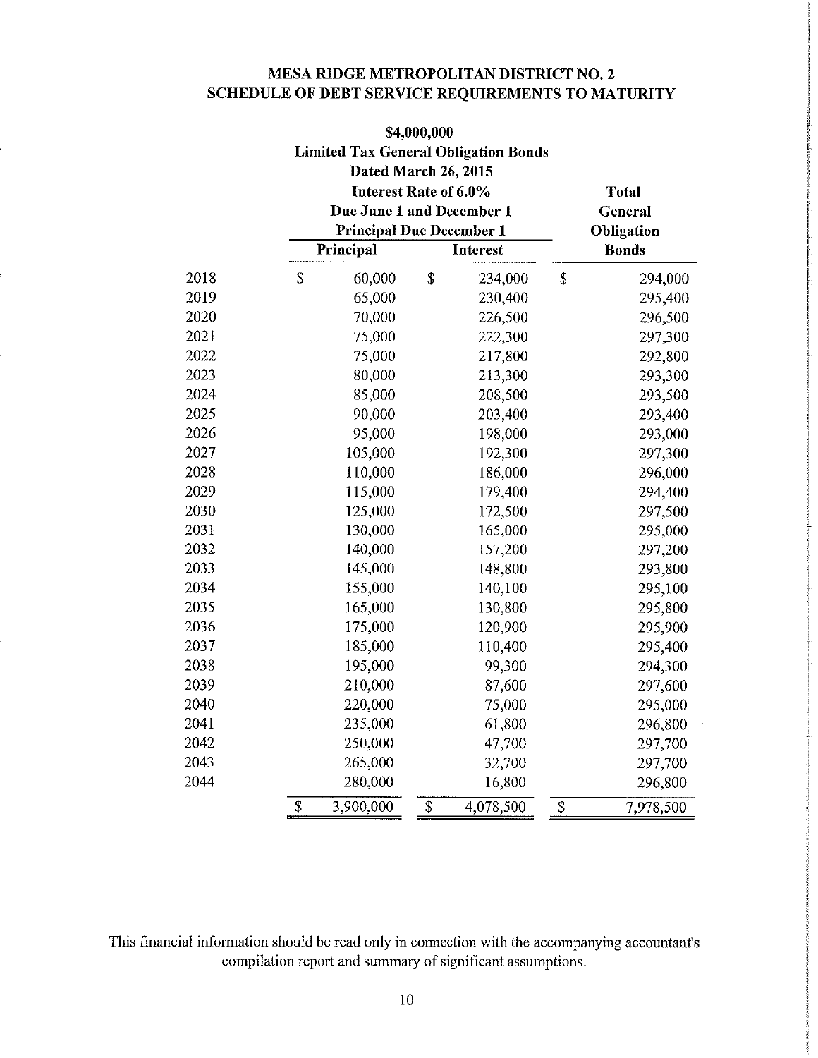# MESA RIDGE METROPOLITAN DISTRICT NO. 2
## SCHEDULE OF DEBT SERVICE REQUIREMENTS TO MATURITY

| | $4,000,000 Limited Tax General Obligation Bonds Dated March 26, 2015 Interest Rate of 6.0% Due June 1 and December 1 Principal Due December 1 | | Total General Obligation Bonds |
|---|---|---|---|
| | Principal | Interest | |
| 2018 | $ 60,000 | $ 234,000 | $ 294,000 |
| 2019 | 65,000 | 230,400 | 295,400 |
| 2020 | 70,000 | 226,500 | 296,500 |
| 2021 | 75,000 | 222,300 | 297,300 |
| 2022 | 75,000 | 217,800 | 292,800 |
| 2023 | 80,000 | 213,300 | 293,300 |
| 2024 | 85,000 | 208,500 | 293,500 |
| 2025 | 90,000 | 203,400 | 293,400 |
| 2026 | 95,000 | 198,000 | 293,000 |
| 2027 | 105,000 | 192,300 | 297,300 |
| 2028 | 110,000 | 186,000 | 296,000 |
| 2029 | 115,000 | 179,400 | 294,400 |
| 2030 | 125,000 | 172,500 | 297,500 |
| 2031 | 130,000 | 165,000 | 295,000 |
| 2032 | 140,000 | 157,200 | 297,200 |
| 2033 | 145,000 | 148,800 | 293,800 |
| 2034 | 155,000 | 140,100 | 295,100 |
| 2035 | 165,000 | 130,800 | 295,800 |
| 2036 | 175,000 | 120,900 | 295,900 |
| 2037 | 185,000 | 110,400 | 295,400 |
| 2038 | 195,000 | 99,300 | 294,300 |
| 2039 | 210,000 | 87,600 | 297,600 |
| 2040 | 220,000 | 75,000 | 295,000 |
| 2041 | 235,000 | 61,800 | 296,800 |
| 2042 | 250,000 | 47,700 | 297,700 |
| 2043 | 265,000 | 32,700 | 297,700 |
| 2044 | 280,000 | 16,800 | 296,800 |
| | $ 3,900,000 | $ 4,078,500 | $ 7,978,500 |

This financial information should be read only in connection with the accompanying accountant's compilation report and summary of significant assumptions.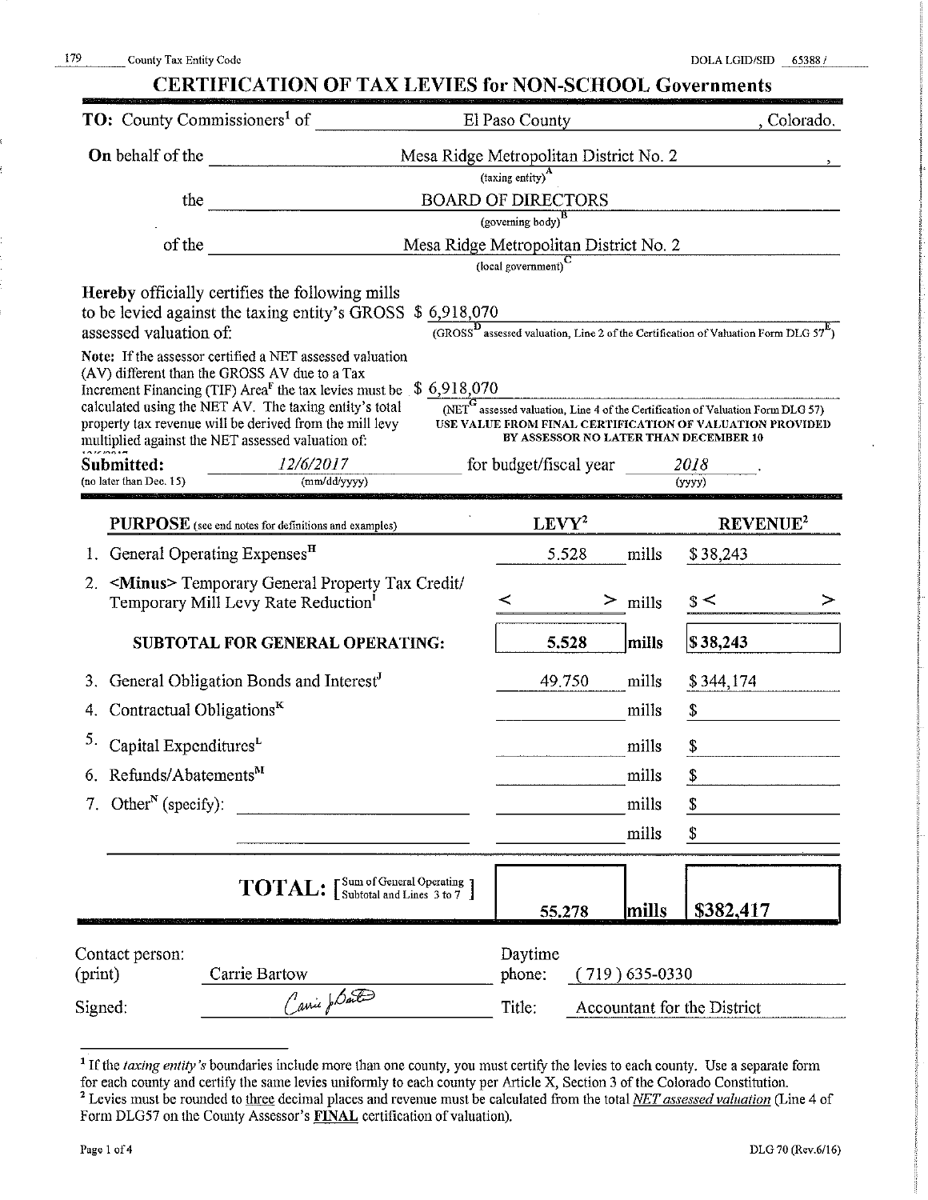179 County Tax Entity Code DOLA LGID/SID 65388 /

# CERTIFICATION OF TAX LEVIES for NON-SCHOOL Governments

**TO:** County Commissioners[1] of El Paso County, Colorado.

**On** behalf of the Mesa Ridge Metropolitan District No. 2,
(taxing entity)[A]

the BOARD OF DIRECTORS
(governing body)[B]

of the Mesa Ridge Metropolitan District No. 2
(local government)[C]

**Hereby** officially certifies the following mills to be levied against the taxing entity's GROSS assessed valuation of: $ 6,918,070
(GROSS[D] assessed valuation, Line 2 of the Certification of Valuation Form DLG 57[E])

Note: If the assessor certified a NET assessed valuation (AV) different than the GROSS AV due to a Tax Increment Financing (TIF) Area[F] the tax levies must be calculated using the NET AV. The taxing entity's total property tax revenue will be derived from the mill levy multiplied against the NET assessed valuation of: $ 6,918,070
(NET[G] assessed valuation, Line 4 of the Certification of Valuation Form DLG 57)
USE VALUE FROM FINAL CERTIFICATION OF VALUATION PROVIDED BY ASSESSOR NO LATER THAN DECEMBER 10

**Submitted:** 12/6/2017 for budget/fiscal year 2018.
(no later than Dec. 15) (mm/dd/yyyy) (yyyy)

| **PURPOSE** (see end notes for definitions and examples) | **LEVY**[2] | | **REVENUE**[2] |
|---|---|---|---|
| 1. General Operating Expenses[H] | 5.528 | mills | $ 38,243 |
| 2. <Minus> Temporary General Property Tax Credit/ Temporary Mill Levy Rate Reduction[I] | < > | mills | $ < > |
| **SUBTOTAL FOR GENERAL OPERATING:** | **5.528** | **mills** | **$ 38,243** |
| 3. General Obligation Bonds and Interest[J] | 49.750 | mills | $ 344,174 |
| 4. Contractual Obligations[K] | | mills | $ |
| 5. Capital Expenditures[L] | | mills | $ |
| 6. Refunds/Abatements[M] | | mills | $ |
| 7. Other[N] (specify): | | mills | $ |
| | | mills | $ |
| **TOTAL:** [Sum of General Operating Subtotal and Lines 3 to 7] | **55.278** | **mills** | **$382,417** |

Contact person: (print) Carrie Bartow | Daytime phone: (719) 635-0330

Signed: *Carrie Bartow* | Title: Accountant for the District

---

[1] If the *taxing entity's* boundaries include more than one county, you must certify the levies to each county. Use a separate form for each county and certify the same levies uniformly to each county per Article X, Section 3 of the Colorado Constitution.

[2] Levies must be rounded to three decimal places and revenue must be calculated from the total *NET assessed valuation* (Line 4 of Form DLG57 on the County Assessor's **FINAL** certification of valuation).

DLG 70 (Rev.6/16)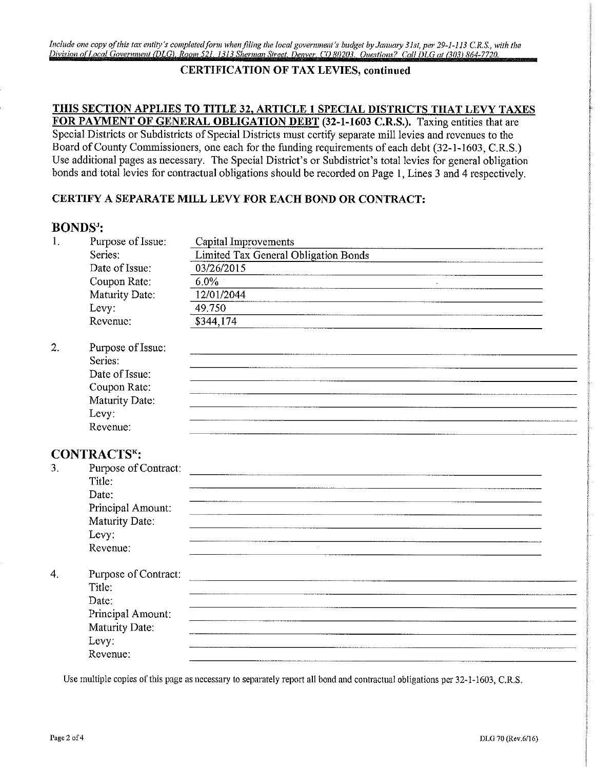*Include one copy of this tax entity's completed form when filing the local government's budget by January 31st, per 29-1-113 C.R.S., with the Division of Local Government (DLG), Room 521, 1313 Sherman Street, Denver, CO 80203. Questions? Call DLG at (303) 864-7720.*

## CERTIFICATION OF TAX LEVIES, continued

**THIS SECTION APPLIES TO TITLE 32, ARTICLE 1 SPECIAL DISTRICTS THAT LEVY TAXES FOR PAYMENT OF GENERAL OBLIGATION DEBT (32-1-1603 C.R.S.).** Taxing entities that are Special Districts or Subdistricts of Special Districts must certify separate mill levies and revenues to the Board of County Commissioners, one each for the funding requirements of each debt (32-1-1603, C.R.S.) Use additional pages as necessary. The Special District's or Subdistrict's total levies for general obligation bonds and total levies for contractual obligations should be recorded on Page 1, Lines 3 and 4 respectively.

**CERTIFY A SEPARATE MILL LEVY FOR EACH BOND OR CONTRACT:**

### BONDS[J]:

1. Purpose of Issue: Capital Improvements
   Series: Limited Tax General Obligation Bonds
   Date of Issue: 03/26/2015
   Coupon Rate: 6.0%
   Maturity Date: 12/01/2044
   Levy: 49.750
   Revenue: $344,174

2. Purpose of Issue:
   Series:
   Date of Issue:
   Coupon Rate:
   Maturity Date:
   Levy:
   Revenue:

### CONTRACTS[K]:

3. Purpose of Contract:
   Title:
   Date:
   Principal Amount:
   Maturity Date:
   Levy:
   Revenue:

4. Purpose of Contract:
   Title:
   Date:
   Principal Amount:
   Maturity Date:
   Levy:
   Revenue:

Use multiple copies of this page as necessary to separately report all bond and contractual obligations per 32-1-1603, C.R.S.

DLG 70 (Rev.6/16)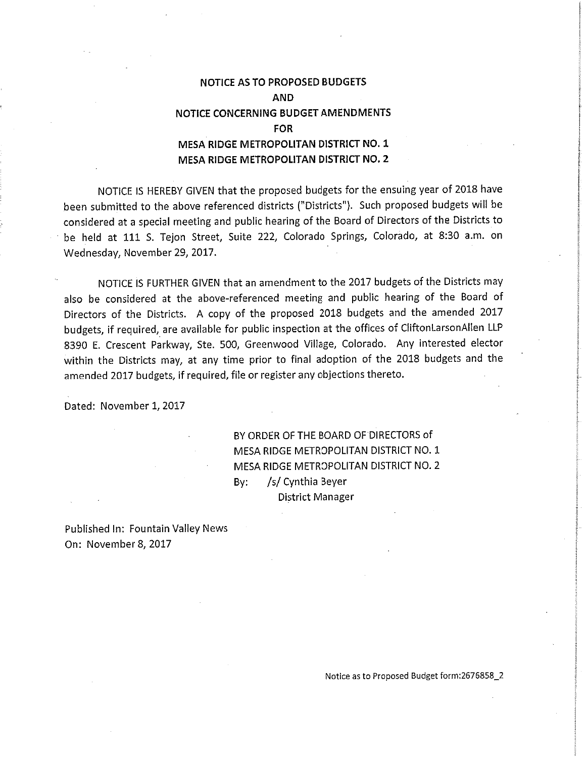# NOTICE AS TO PROPOSED BUDGETS
# AND
# NOTICE CONCERNING BUDGET AMENDMENTS
# FOR
# MESA RIDGE METROPOLITAN DISTRICT NO. 1
# MESA RIDGE METROPOLITAN DISTRICT NO. 2

NOTICE IS HEREBY GIVEN that the proposed budgets for the ensuing year of 2018 have been submitted to the above referenced districts ("Districts"). Such proposed budgets will be considered at a special meeting and public hearing of the Board of Directors of the Districts to be held at 111 S. Tejon Street, Suite 222, Colorado Springs, Colorado, at 8:30 a.m. on Wednesday, November 29, 2017.

NOTICE IS FURTHER GIVEN that an amendment to the 2017 budgets of the Districts may also be considered at the above-referenced meeting and public hearing of the Board of Directors of the Districts. A copy of the proposed 2018 budgets and the amended 2017 budgets, if required, are available for public inspection at the offices of CliftonLarsonAllen LLP 8390 E. Crescent Parkway, Ste. 500, Greenwood Village, Colorado. Any interested elector within the Districts may, at any time prior to final adoption of the 2018 budgets and the amended 2017 budgets, if required, file or register any objections thereto.

Dated: November 1, 2017

BY ORDER OF THE BOARD OF DIRECTORS of
MESA RIDGE METROPOLITAN DISTRICT NO. 1
MESA RIDGE METROPOLITAN DISTRICT NO. 2
By: /s/ Cynthia Beyer
District Manager

Published In: Fountain Valley News
On: November 8, 2017

Notice as to Proposed Budget form:2676858_2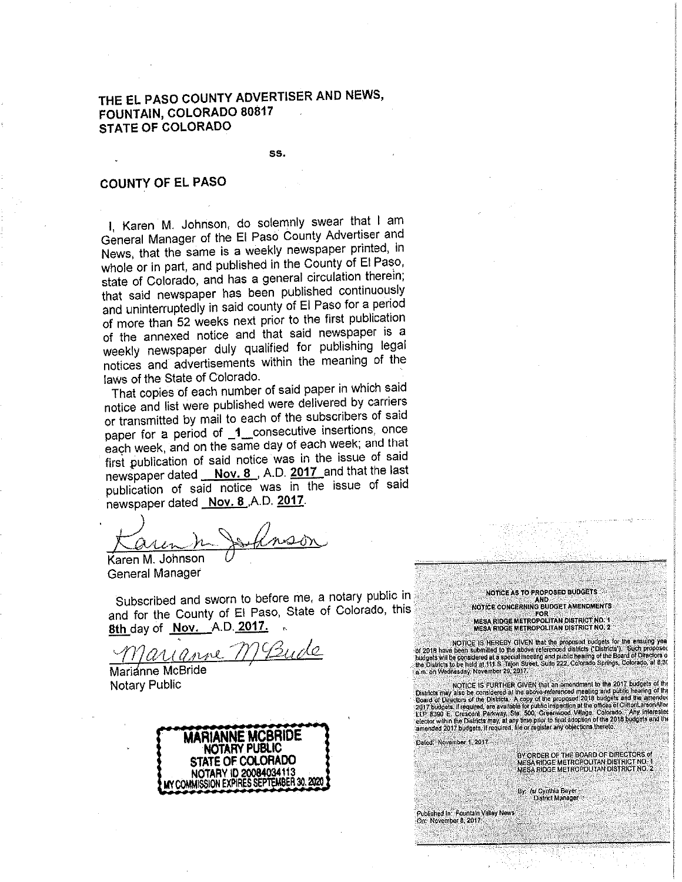**THE EL PASO COUNTY ADVERTISER AND NEWS,**
**FOUNTAIN, COLORADO 80817**
**STATE OF COLORADO**

**ss.**

**COUNTY OF EL PASO**

I, Karen M. Johnson, do solemnly swear that I am General Manager of the El Paso County Advertiser and News, that the same is a weekly newspaper printed, in whole or in part, and published in the County of El Paso, state of Colorado, and has a general circulation therein; that said newspaper has been published continuously and uninterruptedly in said county of El Paso for a period of more than 52 weeks next prior to the first publication of the annexed notice and that said newspaper is a weekly newspaper duly qualified for publishing legal notices and advertisements within the meaning of the laws of the State of Colorado.

That copies of each number of said paper in which said notice and list were published were delivered by carriers or transmitted by mail to each of the subscribers of said paper for a period of **1** consecutive insertions, once each week, and on the same day of each week; and that first publication of said notice was in the issue of said newspaper dated **Nov. 8**, A.D. **2017** and that the last publication of said notice was in the issue of said newspaper dated **Nov. 8**, A.D. **2017**.

Karen M. Johnson
General Manager

Subscribed and sworn to before me, a notary public in and for the County of El Paso, State of Colorado, this **8th** day of **Nov.** A.D. **2017.**

Marianne McBride
Notary Public

MARIANNE MCBRIDE
NOTARY PUBLIC
STATE OF COLORADO
NOTARY ID 20084034113
MY COMMISSION EXPIRES SEPTEMBER 30, 2020

---

**NOTICE AS TO PROPOSED BUDGETS**
**AND**
**NOTICE CONCERNING BUDGET AMENDMENTS**
**FOR**
**MESA RIDGE METROPOLITAN DISTRICT NO. 1**
**MESA RIDGE METROPOLITAN DISTRICT NO. 2**

NOTICE IS HEREBY GIVEN that the proposed budgets for the ensuing year of 2018 have been submitted to the above referenced districts ("Districts"). Such proposed budgets will be considered at a special meeting and public hearing of the Board of Directors of the Districts to be held at 111 S. Tejon Street, Suite 222, Colorado Springs, Colorado, at 8:30 a.m. on Wednesday, November 29, 2017.

NOTICE IS FURTHER GIVEN that an amendment to the 2017 budgets of the Districts may also be considered at the above-referenced meeting and public hearing of the Board of Directors of the Districts. A copy of the proposed 2018 budgets and the amended 2017 budgets, if required, are available for public inspection at the offices of CliftonLarsonAllen LLP, 8390 E. Crescent Parkway, Ste. 500, Greenwood Village, Colorado. Any interested elector within the Districts may, at any time prior to final adoption of the 2018 budgets and the amended 2017 budgets, if required, file or register any objections thereto.

Dated: November 1, 2017

BY ORDER OF THE BOARD OF DIRECTORS of
MESA RIDGE METROPOLITAN DISTRICT NO. 1
MESA RIDGE METROPOLITAN DISTRICT NO. 2

By: /s/ Cynthia Beyer
District Manager

Published In: Fountain Valley News
On: November 8, 2017